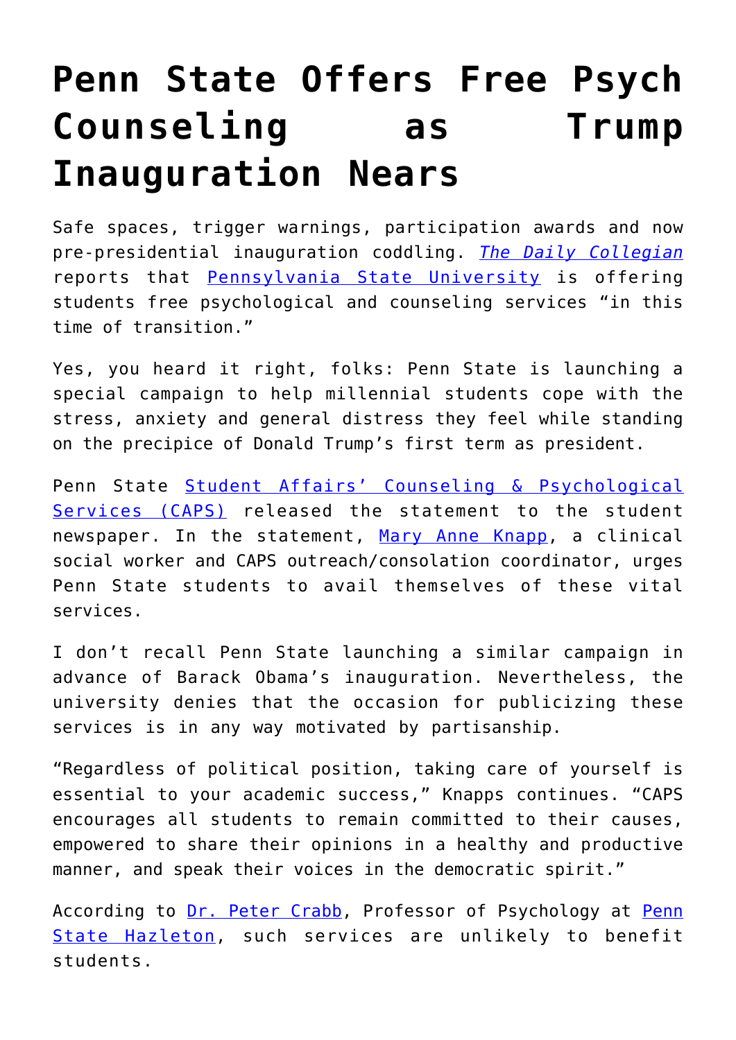# Penn State Offers Free Psych Counseling as Trump Inauguration Nears

Safe spaces, trigger warnings, participation awards and now pre-presidential inauguration coddling. *The Daily Collegian* reports that Pennsylvania State University is offering students free psychological and counseling services "in this time of transition."

Yes, you heard it right, folks: Penn State is launching a special campaign to help millennial students cope with the stress, anxiety and general distress they feel while standing on the precipice of Donald Trump's first term as president.

Penn State Student Affairs' Counseling & Psychological Services (CAPS) released the statement to the student newspaper. In the statement, Mary Anne Knapp, a clinical social worker and CAPS outreach/consolation coordinator, urges Penn State students to avail themselves of these vital services.

I don't recall Penn State launching a similar campaign in advance of Barack Obama's inauguration. Nevertheless, the university denies that the occasion for publicizing these services is in any way motivated by partisanship.

"Regardless of political position, taking care of yourself is essential to your academic success," Knapps continues. "CAPS encourages all students to remain committed to their causes, empowered to share their opinions in a healthy and productive manner, and speak their voices in the democratic spirit."

According to Dr. Peter Crabb, Professor of Psychology at Penn State Hazleton, such services are unlikely to benefit students.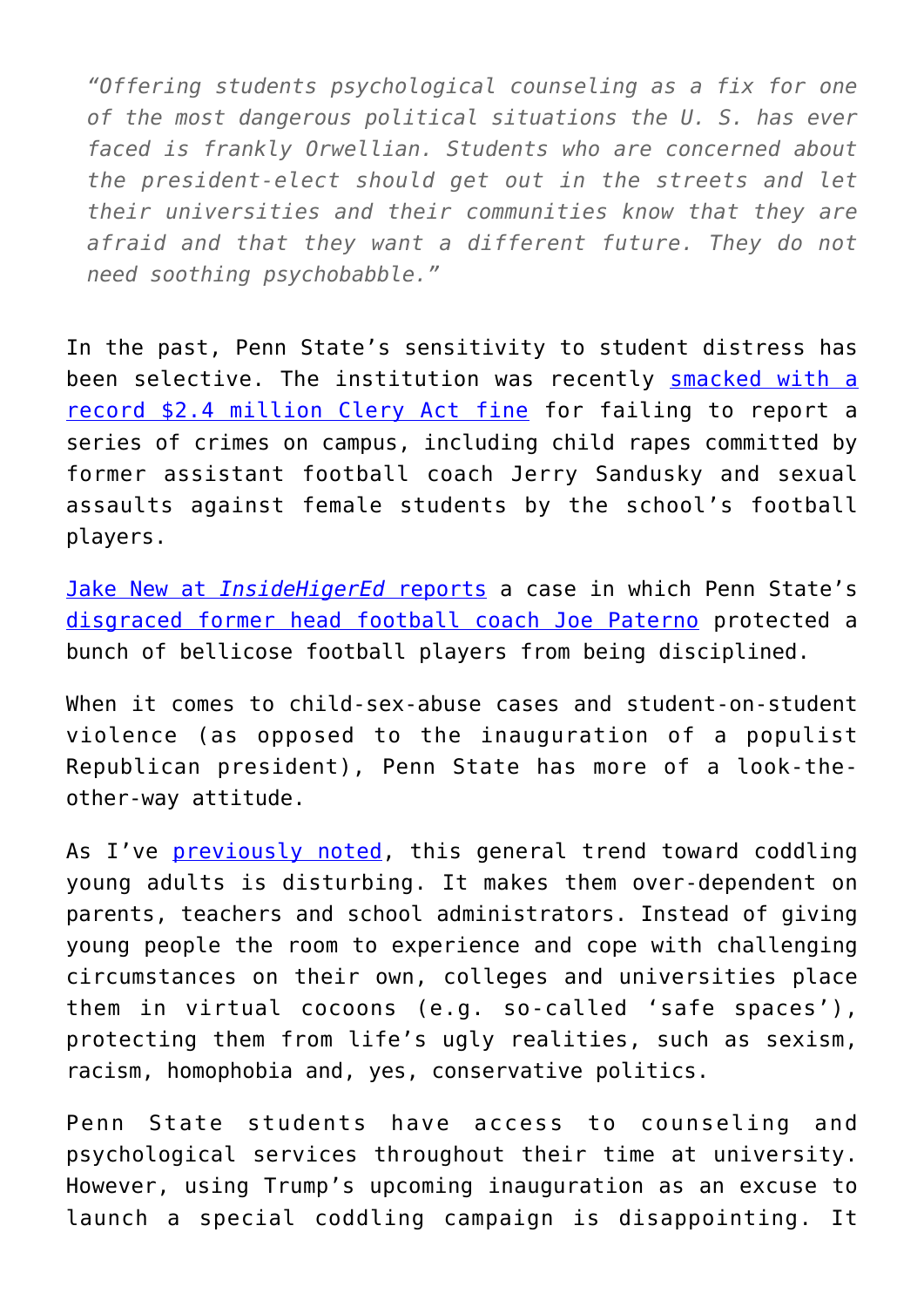> *"Offering students psychological counseling as a fix for one of the most dangerous political situations the U. S. has ever faced is frankly Orwellian. Students who are concerned about the president-elect should get out in the streets and let their universities and their communities know that they are afraid and that they want a different future. They do not need soothing psychobabble."*

In the past, Penn State's sensitivity to student distress has been selective. The institution was recently smacked with a record $2.4 million Clery Act fine for failing to report a series of crimes on campus, including child rapes committed by former assistant football coach Jerry Sandusky and sexual assaults against female students by the school's football players.

Jake New at *InsideHigerEd* reports a case in which Penn State's disgraced former head football coach Joe Paterno protected a bunch of bellicose football players from being disciplined.

When it comes to child-sex-abuse cases and student-on-student violence (as opposed to the inauguration of a populist Republican president), Penn State has more of a look-the-other-way attitude.

As I've previously noted, this general trend toward coddling young adults is disturbing. It makes them over-dependent on parents, teachers and school administrators. Instead of giving young people the room to experience and cope with challenging circumstances on their own, colleges and universities place them in virtual cocoons (e.g. so-called 'safe spaces'), protecting them from life's ugly realities, such as sexism, racism, homophobia and, yes, conservative politics.

Penn State students have access to counseling and psychological services throughout their time at university. However, using Trump's upcoming inauguration as an excuse to launch a special coddling campaign is disappointing. It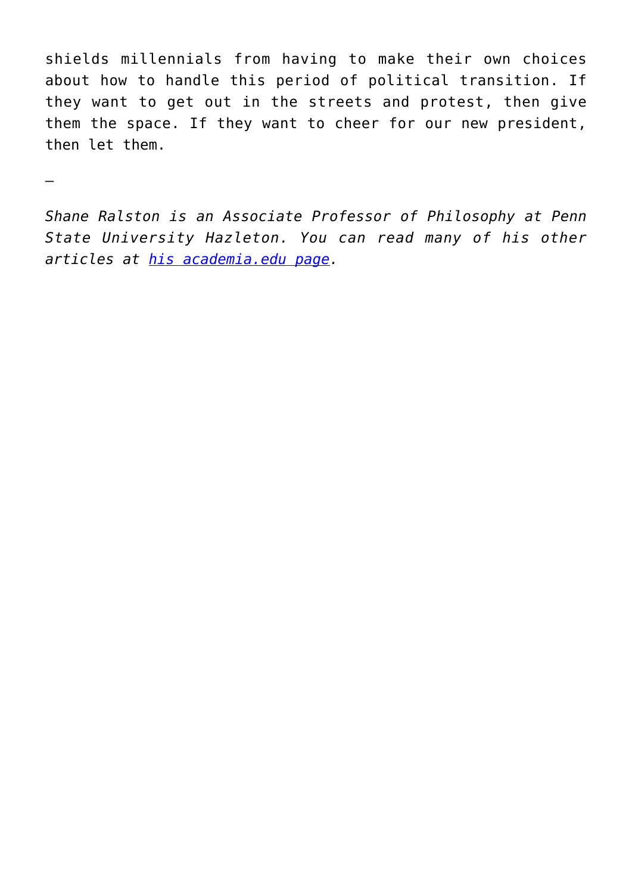shields millennials from having to make their own choices about how to handle this period of political transition. If they want to get out in the streets and protest, then give them the space. If they want to cheer for our new president, then let them.

—

*Shane Ralston is an Associate Professor of Philosophy at Penn State University Hazleton. You can read many of his other articles at his academia.edu page.*